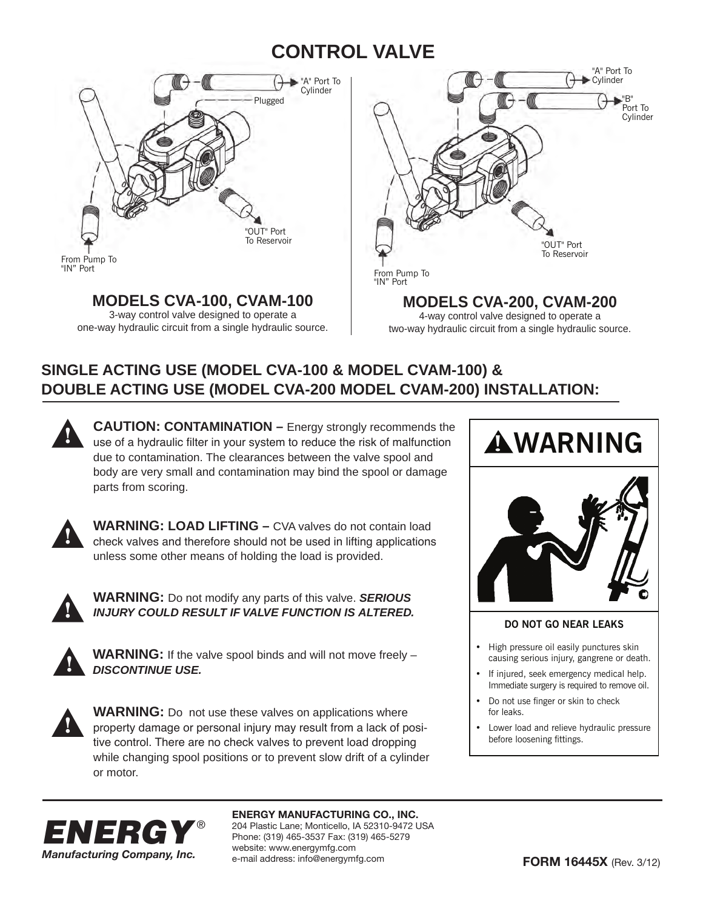# CONTROL VALVE

"A" Port To Cylinder

Plugged

"OUT" Port To Reservoir

From Pump To "IN" Port

## MODELS CVA-100, CVAM-100

3-way control valve designed to operate a one-way hydraulic circuit from a single hydraulic source.

"A" Port To Cylinder

"B" Port To Cylinder

"OUT" Port To Reservoir

From Pump To "IN" Port

## MODELS CVA-200, CVAM-200

4-way control valve designed to operate a two-way hydraulic circuit from a single hydraulic source.

## SINGLE ACTING USE (MODEL CVA-100 & MODEL CVAM-100) & DOUBLE ACTING USE (MODEL CVA-200 MODEL CVAM-200) INSTALLATION:

**CAUTION: CONTAMINATION –** Energy strongly recommends the use of a hydraulic filter in your system to reduce the risk of malfunction due to contamination. The clearances between the valve spool and body are very small and contamination may bind the spool or damage parts from scoring.

**WARNING: LOAD LIFTING –** CVA valves do not contain load check valves and therefore should not be used in lifting applications unless some other means of holding the load is provided.

**WARNING:** Do not modify any parts of this valve. ***SERIOUS INJURY COULD RESULT IF VALVE FUNCTION IS ALTERED.***

**WARNING:** If the valve spool binds and will not move freely – ***DISCONTINUE USE.***

**WARNING:** Do not use these valves on applications where property damage or personal injury may result from a lack of positive control. There are no check valves to prevent load dropping while changing spool positions or to prevent slow drift of a cylinder or motor.

**WARNING**

**DO NOT GO NEAR LEAKS**

- High pressure oil easily punctures skin causing serious injury, gangrene or death.
- If injured, seek emergency medical help. Immediate surgery is required to remove oil.
- Do not use finger or skin to check for leaks.
- Lower load and relieve hydraulic pressure before loosening fittings.

**ENERGY® *Manufacturing Company, Inc.***

**ENERGY MANUFACTURING CO., INC.**
204 Plastic Lane; Monticello, IA 52310-9472 USA
Phone: (319) 465-3537 Fax: (319) 465-5279
website: www.energymfg.com
e-mail address: info@energymfg.com

**FORM 16445X** (Rev. 3/12)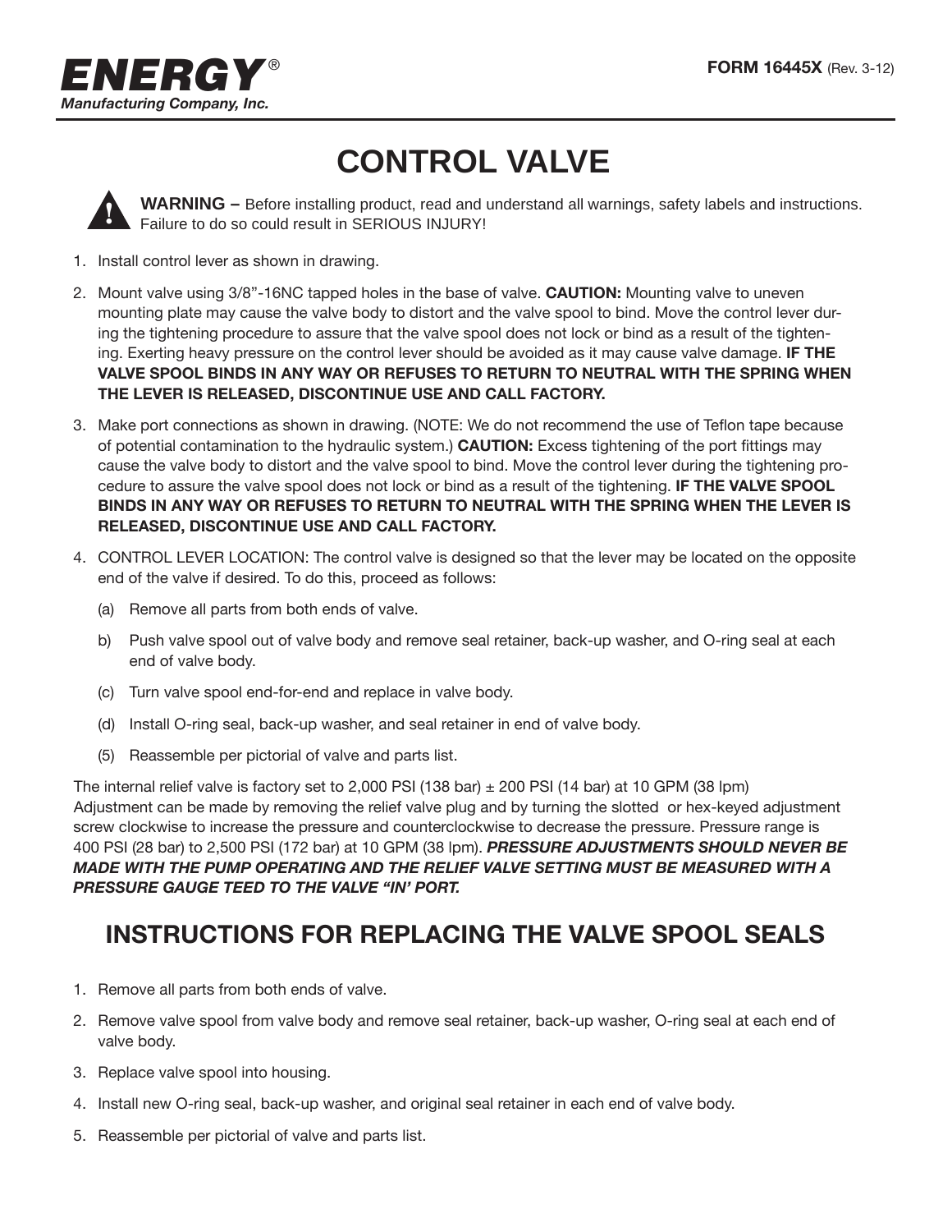**ENERGY®**
*Manufacturing Company, Inc.*

**FORM 16445X** (Rev. 3-12)

# CONTROL VALVE

**WARNING –** Before installing product, read and understand all warnings, safety labels and instructions. Failure to do so could result in SERIOUS INJURY!

1. Install control lever as shown in drawing.
2. Mount valve using 3/8"-16NC tapped holes in the base of valve. **CAUTION:** Mounting valve to uneven mounting plate may cause the valve body to distort and the valve spool to bind. Move the control lever during the tightening procedure to assure that the valve spool does not lock or bind as a result of the tightening. Exerting heavy pressure on the control lever should be avoided as it may cause valve damage. **IF THE VALVE SPOOL BINDS IN ANY WAY OR REFUSES TO RETURN TO NEUTRAL WITH THE SPRING WHEN THE LEVER IS RELEASED, DISCONTINUE USE AND CALL FACTORY.**
3. Make port connections as shown in drawing. (NOTE: We do not recommend the use of Teflon tape because of potential contamination to the hydraulic system.) **CAUTION:** Excess tightening of the port fittings may cause the valve body to distort and the valve spool to bind. Move the control lever during the tightening procedure to assure the valve spool does not lock or bind as a result of the tightening. **IF THE VALVE SPOOL BINDS IN ANY WAY OR REFUSES TO RETURN TO NEUTRAL WITH THE SPRING WHEN THE LEVER IS RELEASED, DISCONTINUE USE AND CALL FACTORY.**
4. CONTROL LEVER LOCATION: The control valve is designed so that the lever may be located on the opposite end of the valve if desired. To do this, proceed as follows:
   (a) Remove all parts from both ends of valve.
   b) Push valve spool out of valve body and remove seal retainer, back-up washer, and O-ring seal at each end of valve body.
   (c) Turn valve spool end-for-end and replace in valve body.
   (d) Install O-ring seal, back-up washer, and seal retainer in end of valve body.
   (5) Reassemble per pictorial of valve and parts list.

The internal relief valve is factory set to 2,000 PSI (138 bar) ± 200 PSI (14 bar) at 10 GPM (38 lpm) Adjustment can be made by removing the relief valve plug and by turning the slotted or hex-keyed adjustment screw clockwise to increase the pressure and counterclockwise to decrease the pressure. Pressure range is 400 PSI (28 bar) to 2,500 PSI (172 bar) at 10 GPM (38 lpm). ***PRESSURE ADJUSTMENTS SHOULD NEVER BE MADE WITH THE PUMP OPERATING AND THE RELIEF VALVE SETTING MUST BE MEASURED WITH A PRESSURE GAUGE TEED TO THE VALVE "IN' PORT.***

## INSTRUCTIONS FOR REPLACING THE VALVE SPOOL SEALS

1. Remove all parts from both ends of valve.
2. Remove valve spool from valve body and remove seal retainer, back-up washer, O-ring seal at each end of valve body.
3. Replace valve spool into housing.
4. Install new O-ring seal, back-up washer, and original seal retainer in each end of valve body.
5. Reassemble per pictorial of valve and parts list.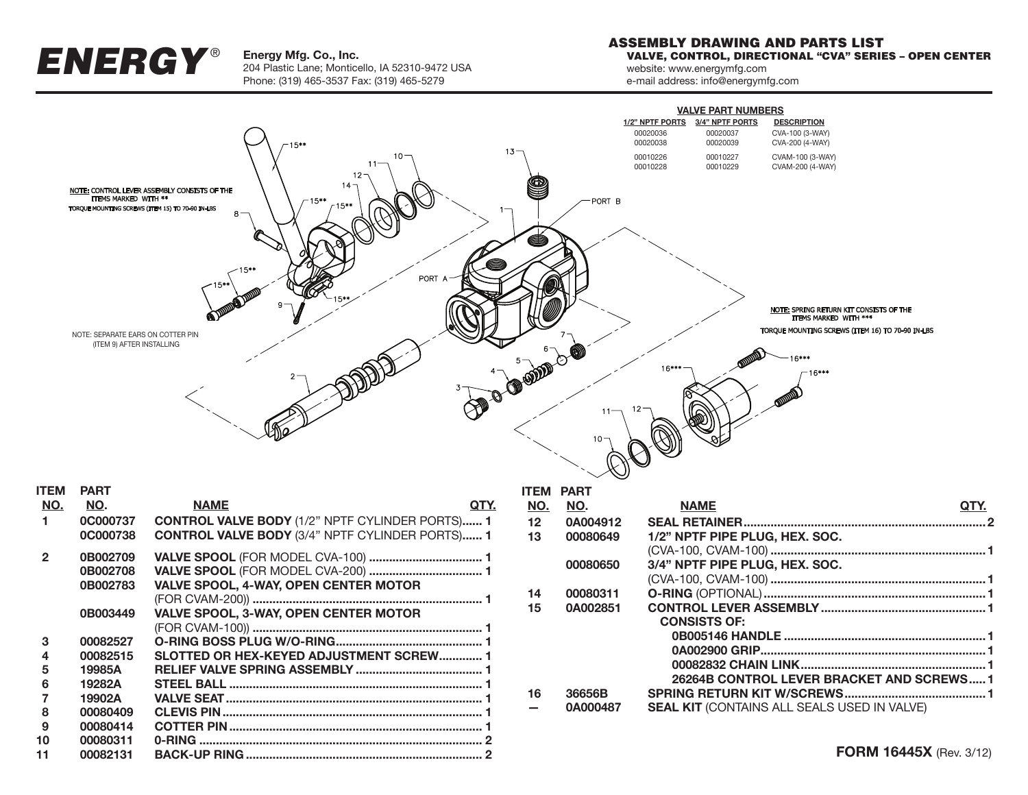# ENERGY®

**Energy Mfg. Co., Inc.**
204 Plastic Lane; Monticello, IA 52310-9472 USA
Phone: (319) 465-3537 Fax: (319) 465-5279

## ASSEMBLY DRAWING AND PARTS LIST

### VALVE, CONTROL, DIRECTIONAL "CVA" SERIES – OPEN CENTER

website: www.energymfg.com
e-mail address: info@energymfg.com

**VALVE PART NUMBERS**

| 1/2" NPTF PORTS | 3/4" NPTF PORTS | DESCRIPTION |
|---|---|---|
| 00020036 | 00020037 | CVA-100 (3-WAY) |
| 00020038 | 00020039 | CVA-200 (4-WAY) |
| 00010226 | 00010227 | CVAM-100 (3-WAY) |
| 00010228 | 00010229 | CVAM-200 (4-WAY) |

NOTE: CONTROL LEVER ASSEMBLY CONSISTS OF THE ITEMS MARKED WITH **
TORQUE MOUNTING SCREWS (ITEM 15) TO 70-90 IN-LBS

NOTE: SEPARATE EARS ON COTTER PIN (ITEM 9) AFTER INSTALLING

NOTE: SPRING RETURN KIT CONSISTS OF THE ITEMS MARKED WITH ***
TORQUE MOUNTING SCREWS (ITEM 16) TO 70-90 IN-LBS

PORT A
PORT B

| ITEM NO. | PART NO. | NAME | QTY. |
|---|---|---|---|
| 1 | 0C000737 | **CONTROL VALVE BODY** (1/2" NPTF CYLINDER PORTS) | 1 |
| | 0C000738 | **CONTROL VALVE BODY** (3/4" NPTF CYLINDER PORTS) | 1 |
| 2 | 0B002709 | **VALVE SPOOL** (FOR MODEL CVA-100) | 1 |
| | 0B002708 | **VALVE SPOOL** (FOR MODEL CVA-200) | 1 |
| | 0B002783 | **VALVE SPOOL, 4-WAY, OPEN CENTER MOTOR** (FOR CVAM-200)) | 1 |
| | 0B003449 | **VALVE SPOOL, 3-WAY, OPEN CENTER MOTOR** (FOR CVAM-100)) | 1 |
| 3 | 00082527 | **O-RING BOSS PLUG W/O-RING** | 1 |
| 4 | 00082515 | **SLOTTED OR HEX-KEYED ADJUSTMENT SCREW** | 1 |
| 5 | 19985A | **RELIEF VALVE SPRING ASSEMBLY** | 1 |
| 6 | 19282A | **STEEL BALL** | 1 |
| 7 | 19902A | **VALVE SEAT** | 1 |
| 8 | 00080409 | **CLEVIS PIN** | 1 |
| 9 | 00080414 | **COTTER PIN** | 1 |
| 10 | 00080311 | **0-RING** | 2 |
| 11 | 00082131 | **BACK-UP RING** | 2 |
| 12 | 0A004912 | **SEAL RETAINER** | 2 |
| 13 | 00080649 | **1/2" NPTF PIPE PLUG, HEX. SOC.** (CVA-100, CVAM-100) | 1 |
| | 00080650 | **3/4" NPTF PIPE PLUG, HEX. SOC.** (CVA-100, CVAM-100) | 1 |
| 14 | 00080311 | **O-RING** (OPTIONAL) | 1 |
| 15 | 0A002851 | **CONTROL LEVER ASSEMBLY** | 1 |
| | | **CONSISTS OF:** | |
| | | **0B005146 HANDLE** | 1 |
| | | **0A002900 GRIP** | 1 |
| | | **00082832 CHAIN LINK** | 1 |
| | | **26264B CONTROL LEVER BRACKET AND SCREWS** | 1 |
| 16 | 36656B | **SPRING RETURN KIT W/SCREWS** | 1 |
| — | 0A000487 | **SEAL KIT** (CONTAINS ALL SEALS USED IN VALVE) | |

**FORM 16445X** (Rev. 3/12)